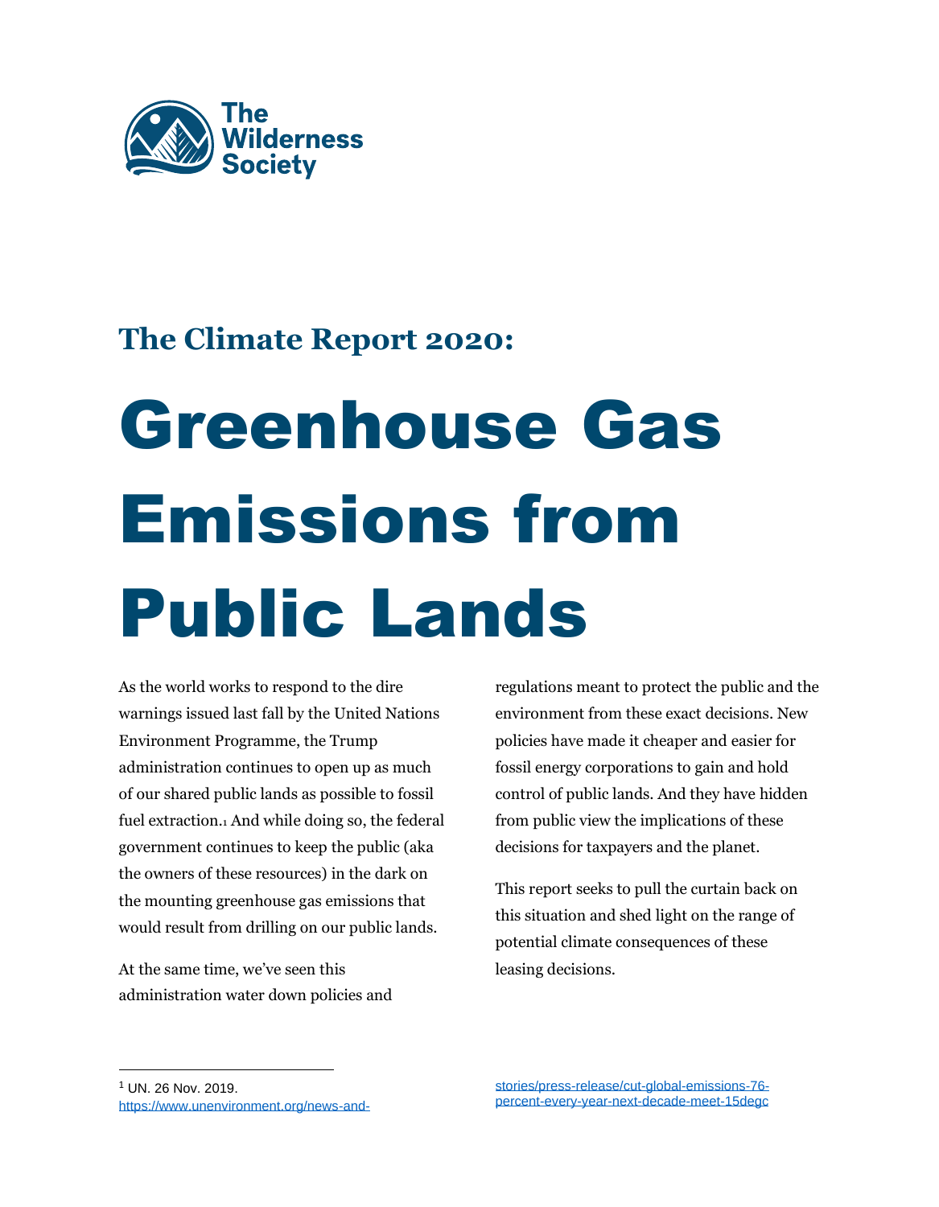The Wilderness Society

## The Climate Report 2020:

# Greenhouse Gas Emissions from Public Lands

As the world works to respond to the dire warnings issued last fall by the United Nations Environment Programme, the Trump administration continues to open up as much of our shared public lands as possible to fossil fuel extraction.[1] And while doing so, the federal government continues to keep the public (aka the owners of these resources) in the dark on the mounting greenhouse gas emissions that would result from drilling on our public lands.

At the same time, we've seen this administration water down policies and regulations meant to protect the public and the environment from these exact decisions. New policies have made it cheaper and easier for fossil energy corporations to gain and hold control of public lands. And they have hidden from public view the implications of these decisions for taxpayers and the planet.

This report seeks to pull the curtain back on this situation and shed light on the range of potential climate consequences of these leasing decisions.

---

[1] UN. 26 Nov. 2019. https://www.unenvironment.org/news-and-stories/press-release/cut-global-emissions-76-percent-every-year-next-decade-meet-15degc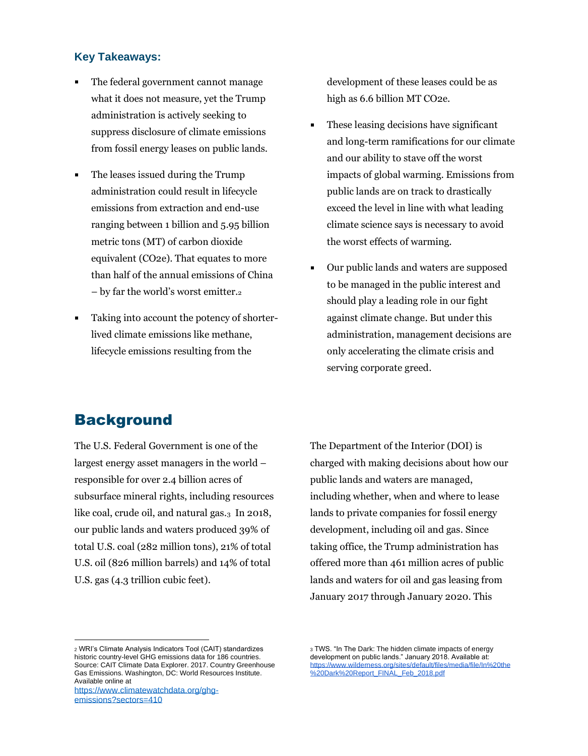### Key Takeaways:

- The federal government cannot manage what it does not measure, yet the Trump administration is actively seeking to suppress disclosure of climate emissions from fossil energy leases on public lands.
- The leases issued during the Trump administration could result in lifecycle emissions from extraction and end-use ranging between 1 billion and 5.95 billion metric tons (MT) of carbon dioxide equivalent (CO2e). That equates to more than half of the annual emissions of China – by far the world's worst emitter.[2]
- Taking into account the potency of shorter-lived climate emissions like methane, lifecycle emissions resulting from the development of these leases could be as high as 6.6 billion MT CO2e.
- These leasing decisions have significant and long-term ramifications for our climate and our ability to stave off the worst impacts of global warming. Emissions from public lands are on track to drastically exceed the level in line with what leading climate science says is necessary to avoid the worst effects of warming.
- Our public lands and waters are supposed to be managed in the public interest and should play a leading role in our fight against climate change. But under this administration, management decisions are only accelerating the climate crisis and serving corporate greed.

## Background

The U.S. Federal Government is one of the largest energy asset managers in the world – responsible for over 2.4 billion acres of subsurface mineral rights, including resources like coal, crude oil, and natural gas.[3] In 2018, our public lands and waters produced 39% of total U.S. coal (282 million tons), 21% of total U.S. oil (826 million barrels) and 14% of total U.S. gas (4.3 trillion cubic feet).

The Department of the Interior (DOI) is charged with making decisions about how our public lands and waters are managed, including whether, when and where to lease lands to private companies for fossil energy development, including oil and gas. Since taking office, the Trump administration has offered more than 461 million acres of public lands and waters for oil and gas leasing from January 2017 through January 2020. This

---

[2] WRI's Climate Analysis Indicators Tool (CAIT) standardizes historic country-level GHG emissions data for 186 countries. Source: CAIT Climate Data Explorer. 2017. Country Greenhouse Gas Emissions. Washington, DC: World Resources Institute. Available online at https://www.climatewatchdata.org/ghg-emissions?sectors=410

[3] TWS. "In The Dark: The hidden climate impacts of energy development on public lands." January 2018. Available at: https://www.wilderness.org/sites/default/files/media/file/In%20the%20Dark%20Report_FINAL_Feb_2018.pdf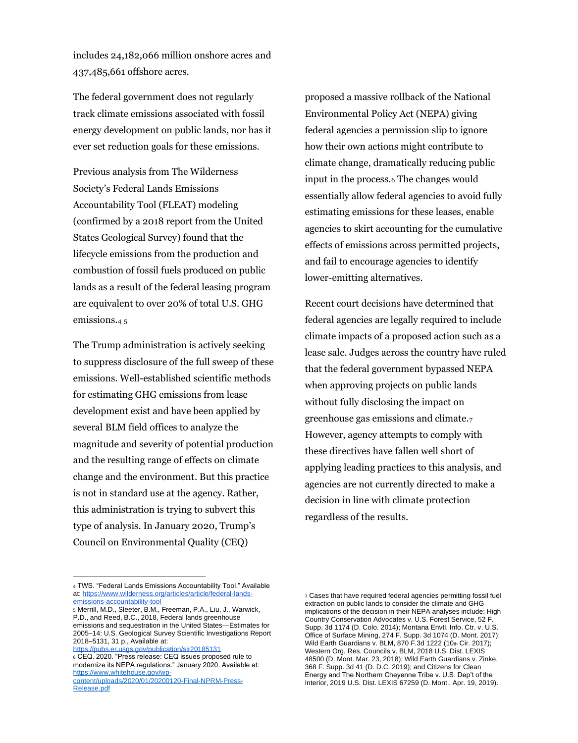includes 24,182,066 million onshore acres and 437,485,661 offshore acres.

The federal government does not regularly track climate emissions associated with fossil energy development on public lands, nor has it ever set reduction goals for these emissions.

Previous analysis from The Wilderness Society's Federal Lands Emissions Accountability Tool (FLEAT) modeling (confirmed by a 2018 report from the United States Geological Survey) found that the lifecycle emissions from the production and combustion of fossil fuels produced on public lands as a result of the federal leasing program are equivalent to over 20% of total U.S. GHG emissions.[4] [5]

The Trump administration is actively seeking to suppress disclosure of the full sweep of these emissions. Well-established scientific methods for estimating GHG emissions from lease development exist and have been applied by several BLM field offices to analyze the magnitude and severity of potential production and the resulting range of effects on climate change and the environment. But this practice is not in standard use at the agency. Rather, this administration is trying to subvert this type of analysis. In January 2020, Trump's Council on Environmental Quality (CEQ) proposed a massive rollback of the National Environmental Policy Act (NEPA) giving federal agencies a permission slip to ignore how their own actions might contribute to climate change, dramatically reducing public input in the process.[6] The changes would essentially allow federal agencies to avoid fully estimating emissions for these leases, enable agencies to skirt accounting for the cumulative effects of emissions across permitted projects, and fail to encourage agencies to identify lower-emitting alternatives.

Recent court decisions have determined that federal agencies are legally required to include climate impacts of a proposed action such as a lease sale. Judges across the country have ruled that the federal government bypassed NEPA when approving projects on public lands without fully disclosing the impact on greenhouse gas emissions and climate.[7] However, agency attempts to comply with these directives have fallen well short of applying leading practices to this analysis, and agencies are not currently directed to make a decision in line with climate protection regardless of the results.

---

[4] TWS. "Federal Lands Emissions Accountability Tool." Available at: https://www.wilderness.org/articles/article/federal-lands-emissions-accountability-tool

[5] Merrill, M.D., Sleeter, B.M., Freeman, P.A., Liu, J., Warwick, P.D., and Reed, B.C., 2018, Federal lands greenhouse emissions and sequestration in the United States—Estimates for 2005–14: U.S. Geological Survey Scientific Investigations Report 2018–5131, 31 p., Available at: https://pubs.er.usgs.gov/publication/sir20185131

[6] CEQ. 2020. "Press release: CEQ issues proposed rule to modernize its NEPA regulations." January 2020. Available at: https://www.whitehouse.gov/wp-content/uploads/2020/01/20200120-Final-NPRM-Press-Release.pdf

[7] Cases that have required federal agencies permitting fossil fuel extraction on public lands to consider the climate and GHG implications of the decision in their NEPA analyses include: High Country Conservation Advocates v. U.S. Forest Service, 52 F. Supp. 3d 1174 (D. Colo. 2014); Montana Envtl. Info. Ctr. v. U.S. Office of Surface Mining, 274 F. Supp. 3d 1074 (D. Mont. 2017); Wild Earth Guardians v. BLM, 870 F.3d 1222 (10th Cir. 2017); Western Org. Res. Councils v. BLM, 2018 U.S. Dist. LEXIS 48500 (D. Mont. Mar. 23, 2018); Wild Earth Guardians v. Zinke, 368 F. Supp. 3d 41 (D. D.C. 2019); and Citizens for Clean Energy and The Northern Cheyenne Tribe v. U.S. Dep't of the Interior, 2019 U.S. Dist. LEXIS 67259 (D. Mont., Apr. 19, 2019).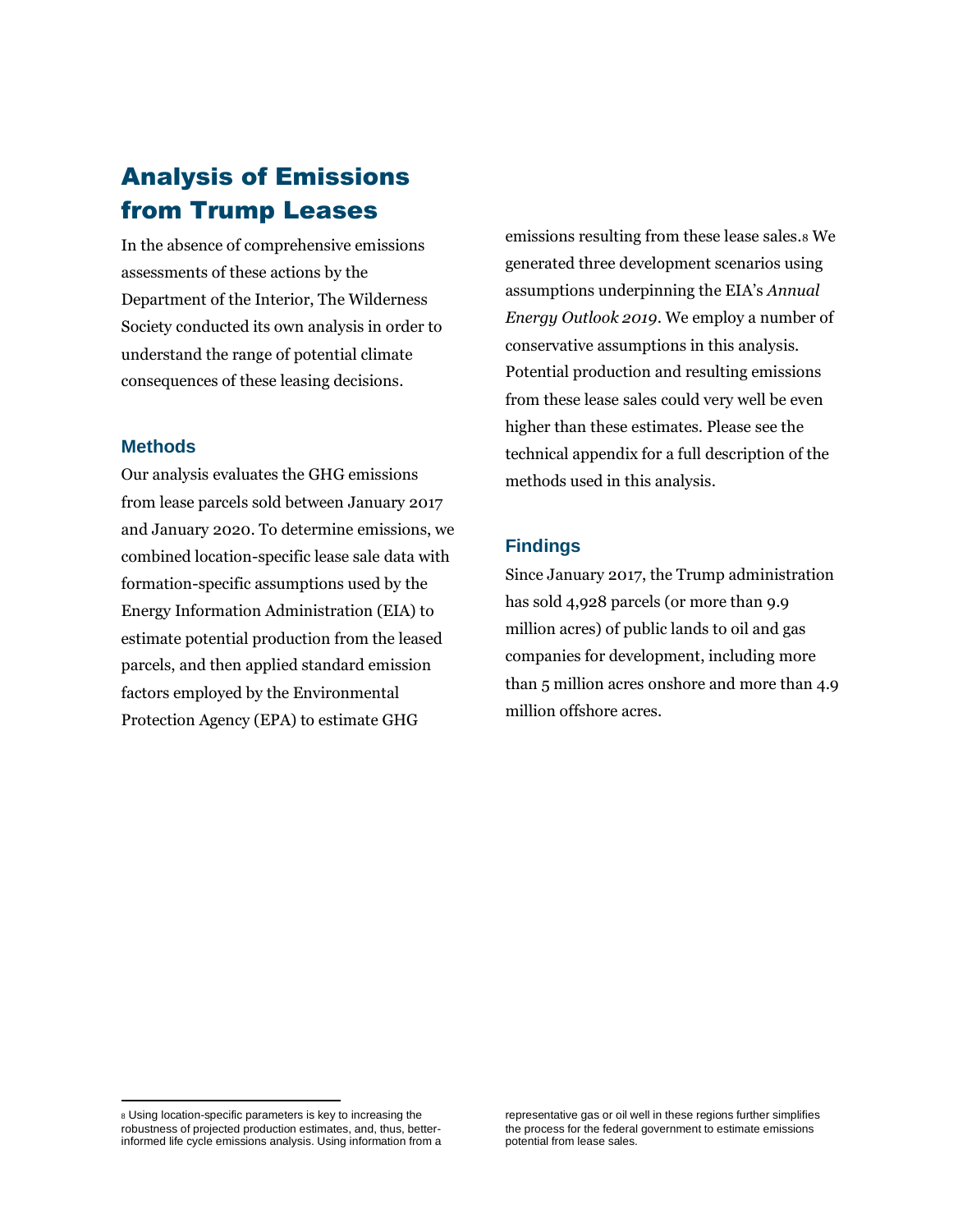## Analysis of Emissions from Trump Leases

In the absence of comprehensive emissions assessments of these actions by the Department of the Interior, The Wilderness Society conducted its own analysis in order to understand the range of potential climate consequences of these leasing decisions.

### Methods

Our analysis evaluates the GHG emissions from lease parcels sold between January 2017 and January 2020. To determine emissions, we combined location-specific lease sale data with formation-specific assumptions used by the Energy Information Administration (EIA) to estimate potential production from the leased parcels, and then applied standard emission factors employed by the Environmental Protection Agency (EPA) to estimate GHG emissions resulting from these lease sales.[8] We generated three development scenarios using assumptions underpinning the EIA's *Annual Energy Outlook 2019*. We employ a number of conservative assumptions in this analysis. Potential production and resulting emissions from these lease sales could very well be even higher than these estimates. Please see the technical appendix for a full description of the methods used in this analysis.

### Findings

Since January 2017, the Trump administration has sold 4,928 parcels (or more than 9.9 million acres) of public lands to oil and gas companies for development, including more than 5 million acres onshore and more than 4.9 million offshore acres.

---

[8] Using location-specific parameters is key to increasing the robustness of projected production estimates, and, thus, better-informed life cycle emissions analysis. Using information from a representative gas or oil well in these regions further simplifies the process for the federal government to estimate emissions potential from lease sales.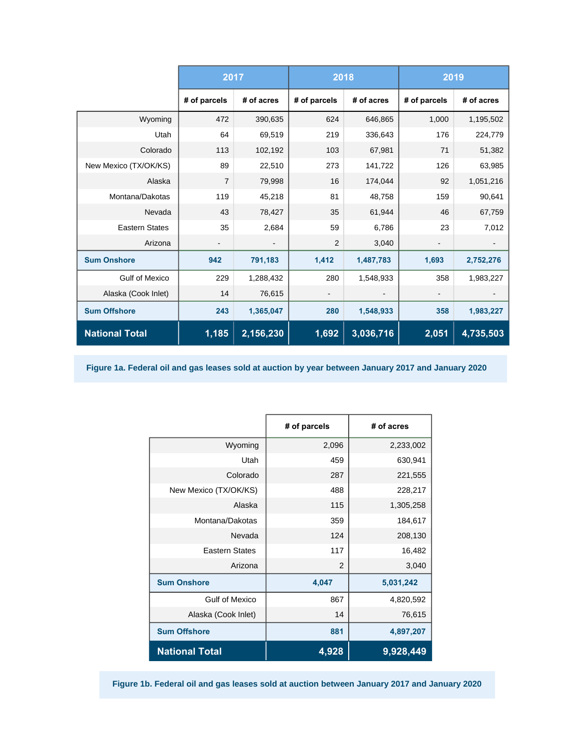| | 2017 | | 2018 | | 2019 | |
|---|---|---|---|---|---|---|
| | # of parcels | # of acres | # of parcels | # of acres | # of parcels | # of acres |
| Wyoming | 472 | 390,635 | 624 | 646,865 | 1,000 | 1,195,502 |
| Utah | 64 | 69,519 | 219 | 336,643 | 176 | 224,779 |
| Colorado | 113 | 102,192 | 103 | 67,981 | 71 | 51,382 |
| New Mexico (TX/OK/KS) | 89 | 22,510 | 273 | 141,722 | 126 | 63,985 |
| Alaska | 7 | 79,998 | 16 | 174,044 | 92 | 1,051,216 |
| Montana/Dakotas | 119 | 45,218 | 81 | 48,758 | 159 | 90,641 |
| Nevada | 43 | 78,427 | 35 | 61,944 | 46 | 67,759 |
| Eastern States | 35 | 2,684 | 59 | 6,786 | 23 | 7,012 |
| Arizona | - | - | 2 | 3,040 | - | - |
| **Sum Onshore** | **942** | **791,183** | **1,412** | **1,487,783** | **1,693** | **2,752,276** |
| Gulf of Mexico | 229 | 1,288,432 | 280 | 1,548,933 | 358 | 1,983,227 |
| Alaska (Cook Inlet) | 14 | 76,615 | - | - | - | - |
| **Sum Offshore** | **243** | **1,365,047** | **280** | **1,548,933** | **358** | **1,983,227** |
| **National Total** | **1,185** | **2,156,230** | **1,692** | **3,036,716** | **2,051** | **4,735,503** |

**Figure 1a. Federal oil and gas leases sold at auction by year between January 2017 and January 2020**

| | # of parcels | # of acres |
|---|---|---|
| Wyoming | 2,096 | 2,233,002 |
| Utah | 459 | 630,941 |
| Colorado | 287 | 221,555 |
| New Mexico (TX/OK/KS) | 488 | 228,217 |
| Alaska | 115 | 1,305,258 |
| Montana/Dakotas | 359 | 184,617 |
| Nevada | 124 | 208,130 |
| Eastern States | 117 | 16,482 |
| Arizona | 2 | 3,040 |
| **Sum Onshore** | **4,047** | **5,031,242** |
| Gulf of Mexico | 867 | 4,820,592 |
| Alaska (Cook Inlet) | 14 | 76,615 |
| **Sum Offshore** | **881** | **4,897,207** |
| **National Total** | **4,928** | **9,928,449** |

**Figure 1b. Federal oil and gas leases sold at auction between January 2017 and January 2020**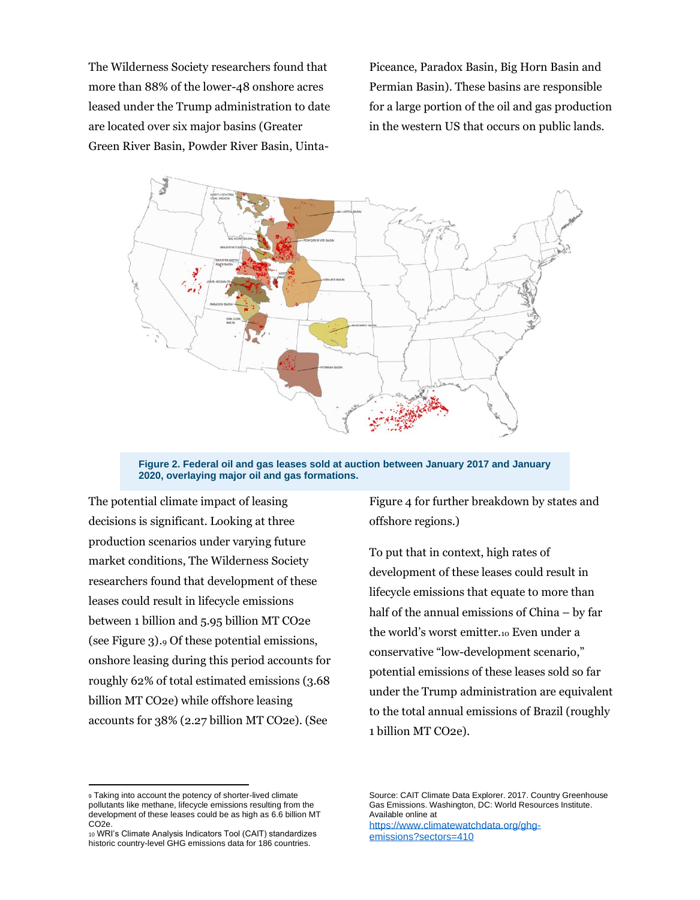The Wilderness Society researchers found that more than 88% of the lower-48 onshore acres leased under the Trump administration to date are located over six major basins (Greater Green River Basin, Powder River Basin, Uinta-Piceance, Paradox Basin, Big Horn Basin and Permian Basin). These basins are responsible for a large portion of the oil and gas production in the western US that occurs on public lands.

**Figure 2. Federal oil and gas leases sold at auction between January 2017 and January 2020, overlaying major oil and gas formations.**

The potential climate impact of leasing decisions is significant. Looking at three production scenarios under varying future market conditions, The Wilderness Society researchers found that development of these leases could result in lifecycle emissions between 1 billion and 5.95 billion MT $CO_2e$ (see Figure 3).[9] Of these potential emissions, onshore leasing during this period accounts for roughly 62% of total estimated emissions (3.68 billion MT $CO_2e$) while offshore leasing accounts for 38% (2.27 billion MT $CO_2e$). (See Figure 4 for further breakdown by states and offshore regions.)

To put that in context, high rates of development of these leases could result in lifecycle emissions that equate to more than half of the annual emissions of China – by far the world's worst emitter.[10] Even under a conservative "low-development scenario," potential emissions of these leases sold so far under the Trump administration are equivalent to the total annual emissions of Brazil (roughly 1 billion MT $CO_2e$).

---

[9] Taking into account the potency of shorter-lived climate pollutants like methane, lifecycle emissions resulting from the development of these leases could be as high as 6.6 billion MT $CO_2e$.

[10] WRI's Climate Analysis Indicators Tool (CAIT) standardizes historic country-level GHG emissions data for 186 countries. Source: CAIT Climate Data Explorer. 2017. Country Greenhouse Gas Emissions. Washington, DC: World Resources Institute. Available online at https://www.climatewatchdata.org/ghg-emissions?sectors=410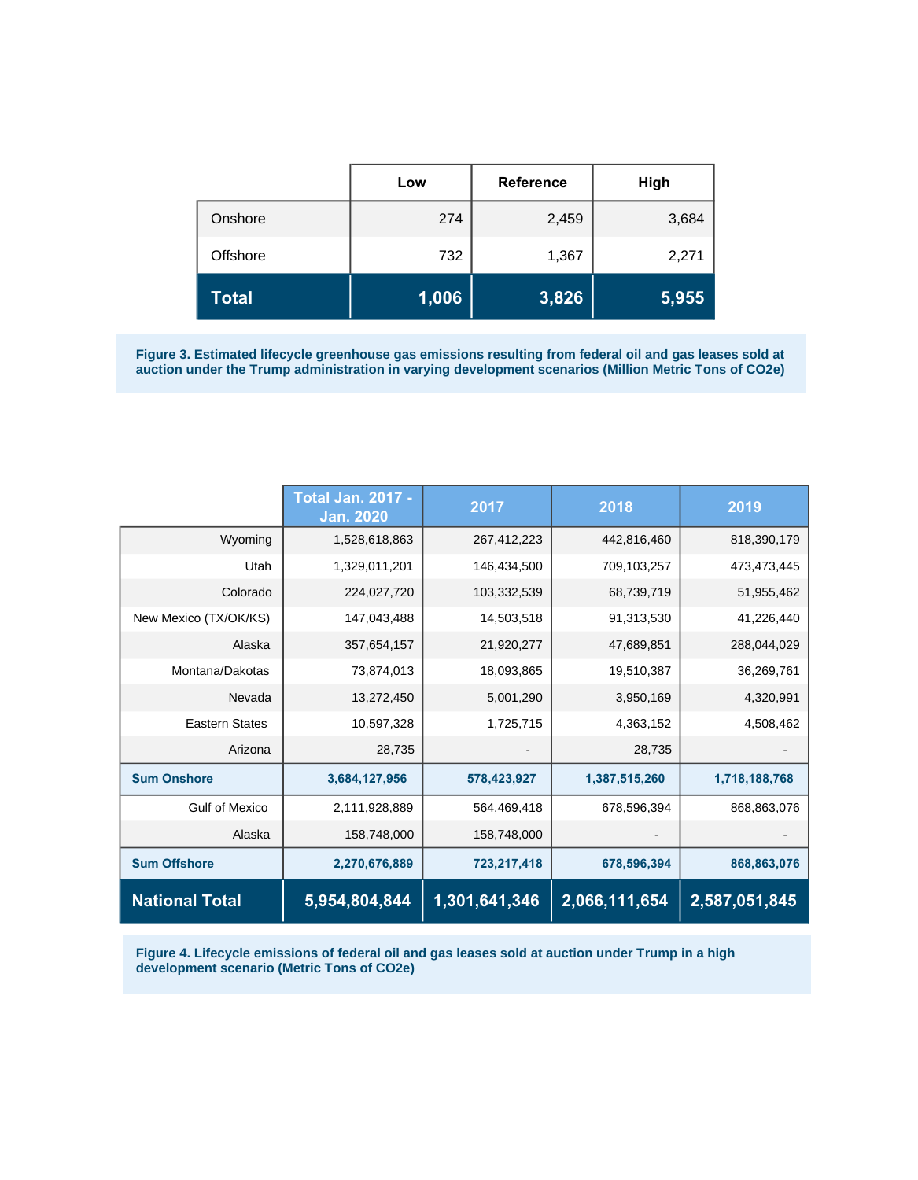| | Low | Reference | High |
|---|---|---|---|
| Onshore | 274 | 2,459 | 3,684 |
| Offshore | 732 | 1,367 | 2,271 |
| **Total** | **1,006** | **3,826** | **5,955** |

**Figure 3. Estimated lifecycle greenhouse gas emissions resulting from federal oil and gas leases sold at auction under the Trump administration in varying development scenarios (Million Metric Tons of $CO_2e$)**

| | Total Jan. 2017 - Jan. 2020 | 2017 | 2018 | 2019 |
|---|---|---|---|---|
| Wyoming | 1,528,618,863 | 267,412,223 | 442,816,460 | 818,390,179 |
| Utah | 1,329,011,201 | 146,434,500 | 709,103,257 | 473,473,445 |
| Colorado | 224,027,720 | 103,332,539 | 68,739,719 | 51,955,462 |
| New Mexico (TX/OK/KS) | 147,043,488 | 14,503,518 | 91,313,530 | 41,226,440 |
| Alaska | 357,654,157 | 21,920,277 | 47,689,851 | 288,044,029 |
| Montana/Dakotas | 73,874,013 | 18,093,865 | 19,510,387 | 36,269,761 |
| Nevada | 13,272,450 | 5,001,290 | 3,950,169 | 4,320,991 |
| Eastern States | 10,597,328 | 1,725,715 | 4,363,152 | 4,508,462 |
| Arizona | 28,735 | - | 28,735 | - |
| **Sum Onshore** | **3,684,127,956** | **578,423,927** | **1,387,515,260** | **1,718,188,768** |
| Gulf of Mexico | 2,111,928,889 | 564,469,418 | 678,596,394 | 868,863,076 |
| Alaska | 158,748,000 | 158,748,000 | - | - |
| **Sum Offshore** | **2,270,676,889** | **723,217,418** | **678,596,394** | **868,863,076** |
| **National Total** | **5,954,804,844** | **1,301,641,346** | **2,066,111,654** | **2,587,051,845** |

**Figure 4. Lifecycle emissions of federal oil and gas leases sold at auction under Trump in a high development scenario (Metric Tons of $CO_2e$)**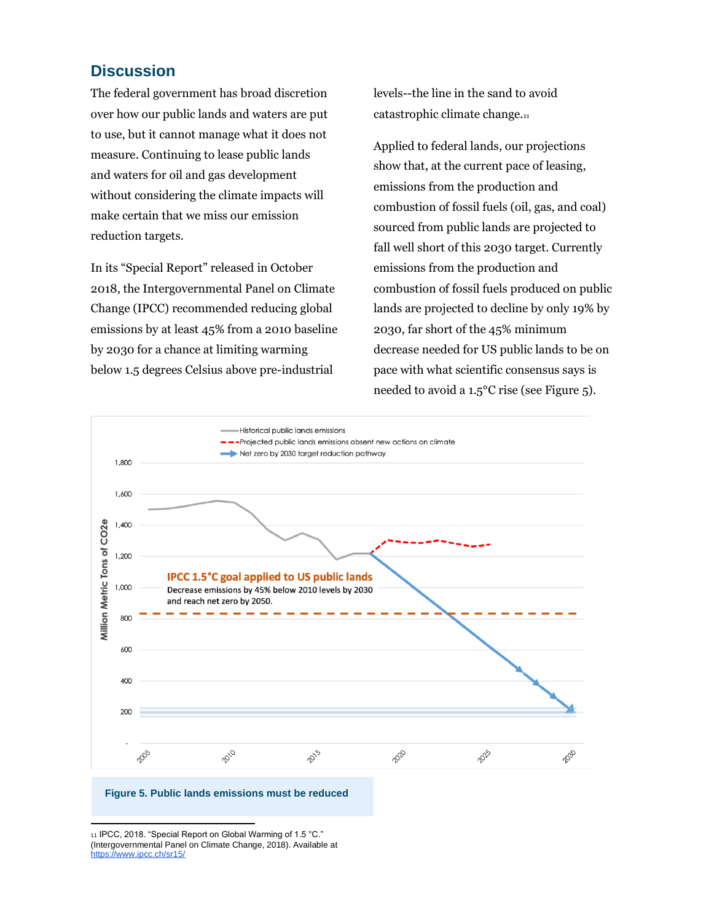## Discussion

The federal government has broad discretion over how our public lands and waters are put to use, but it cannot manage what it does not measure. Continuing to lease public lands and waters for oil and gas development without considering the climate impacts will make certain that we miss our emission reduction targets.

In its "Special Report" released in October 2018, the Intergovernmental Panel on Climate Change (IPCC) recommended reducing global emissions by at least 45% from a 2010 baseline by 2030 for a chance at limiting warming below 1.5 degrees Celsius above pre-industrial levels--the line in the sand to avoid catastrophic climate change.[11]

Applied to federal lands, our projections show that, at the current pace of leasing, emissions from the production and combustion of fossil fuels (oil, gas, and coal) sourced from public lands are projected to fall well short of this 2030 target. Currently emissions from the production and combustion of fossil fuels produced on public lands are projected to decline by only 19% by 2030, far short of the 45% minimum decrease needed for US public lands to be on pace with what scientific consensus says is needed to avoid a 1.5°C rise (see Figure 5).

Figure 5. Public lands emissions must be reduced

[11] IPCC, 2018. "Special Report on Global Warming of 1.5 °C." (Intergovernmental Panel on Climate Change, 2018). Available at https://www.ipcc.ch/sr15/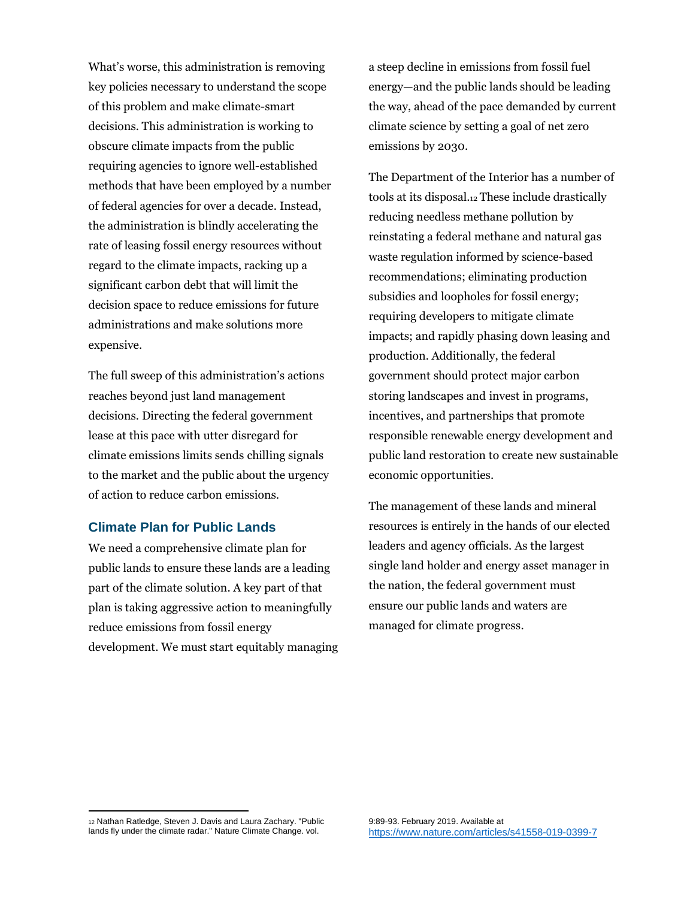What's worse, this administration is removing key policies necessary to understand the scope of this problem and make climate-smart decisions. This administration is working to obscure climate impacts from the public requiring agencies to ignore well-established methods that have been employed by a number of federal agencies for over a decade. Instead, the administration is blindly accelerating the rate of leasing fossil energy resources without regard to the climate impacts, racking up a significant carbon debt that will limit the decision space to reduce emissions for future administrations and make solutions more expensive.

The full sweep of this administration's actions reaches beyond just land management decisions. Directing the federal government lease at this pace with utter disregard for climate emissions limits sends chilling signals to the market and the public about the urgency of action to reduce carbon emissions.

## Climate Plan for Public Lands

We need a comprehensive climate plan for public lands to ensure these lands are a leading part of the climate solution. A key part of that plan is taking aggressive action to meaningfully reduce emissions from fossil energy development. We must start equitably managing a steep decline in emissions from fossil fuel energy—and the public lands should be leading the way, ahead of the pace demanded by current climate science by setting a goal of net zero emissions by 2030.

The Department of the Interior has a number of tools at its disposal.[12] These include drastically reducing needless methane pollution by reinstating a federal methane and natural gas waste regulation informed by science-based recommendations; eliminating production subsidies and loopholes for fossil energy; requiring developers to mitigate climate impacts; and rapidly phasing down leasing and production. Additionally, the federal government should protect major carbon storing landscapes and invest in programs, incentives, and partnerships that promote responsible renewable energy development and public land restoration to create new sustainable economic opportunities.

The management of these lands and mineral resources is entirely in the hands of our elected leaders and agency officials. As the largest single land holder and energy asset manager in the nation, the federal government must ensure our public lands and waters are managed for climate progress.

---

[12] Nathan Ratledge, Steven J. Davis and Laura Zachary. "Public lands fly under the climate radar." Nature Climate Change. vol. 9:89-93. February 2019. Available at https://www.nature.com/articles/s41558-019-0399-7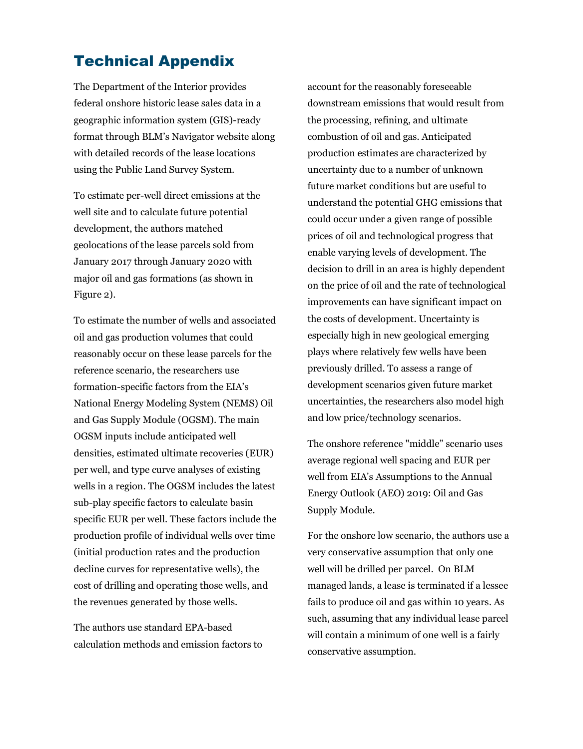## Technical Appendix

The Department of the Interior provides federal onshore historic lease sales data in a geographic information system (GIS)-ready format through BLM's Navigator website along with detailed records of the lease locations using the Public Land Survey System.

To estimate per-well direct emissions at the well site and to calculate future potential development, the authors matched geolocations of the lease parcels sold from January 2017 through January 2020 with major oil and gas formations (as shown in Figure 2).

To estimate the number of wells and associated oil and gas production volumes that could reasonably occur on these lease parcels for the reference scenario, the researchers use formation-specific factors from the EIA's National Energy Modeling System (NEMS) Oil and Gas Supply Module (OGSM). The main OGSM inputs include anticipated well densities, estimated ultimate recoveries (EUR) per well, and type curve analyses of existing wells in a region. The OGSM includes the latest sub-play specific factors to calculate basin specific EUR per well. These factors include the production profile of individual wells over time (initial production rates and the production decline curves for representative wells), the cost of drilling and operating those wells, and the revenues generated by those wells.

The authors use standard EPA-based calculation methods and emission factors to account for the reasonably foreseeable downstream emissions that would result from the processing, refining, and ultimate combustion of oil and gas. Anticipated production estimates are characterized by uncertainty due to a number of unknown future market conditions but are useful to understand the potential GHG emissions that could occur under a given range of possible prices of oil and technological progress that enable varying levels of development. The decision to drill in an area is highly dependent on the price of oil and the rate of technological improvements can have significant impact on the costs of development. Uncertainty is especially high in new geological emerging plays where relatively few wells have been previously drilled. To assess a range of development scenarios given future market uncertainties, the researchers also model high and low price/technology scenarios.

The onshore reference "middle" scenario uses average regional well spacing and EUR per well from EIA's Assumptions to the Annual Energy Outlook (AEO) 2019: Oil and Gas Supply Module.

For the onshore low scenario, the authors use a very conservative assumption that only one well will be drilled per parcel. On BLM managed lands, a lease is terminated if a lessee fails to produce oil and gas within 10 years. As such, assuming that any individual lease parcel will contain a minimum of one well is a fairly conservative assumption.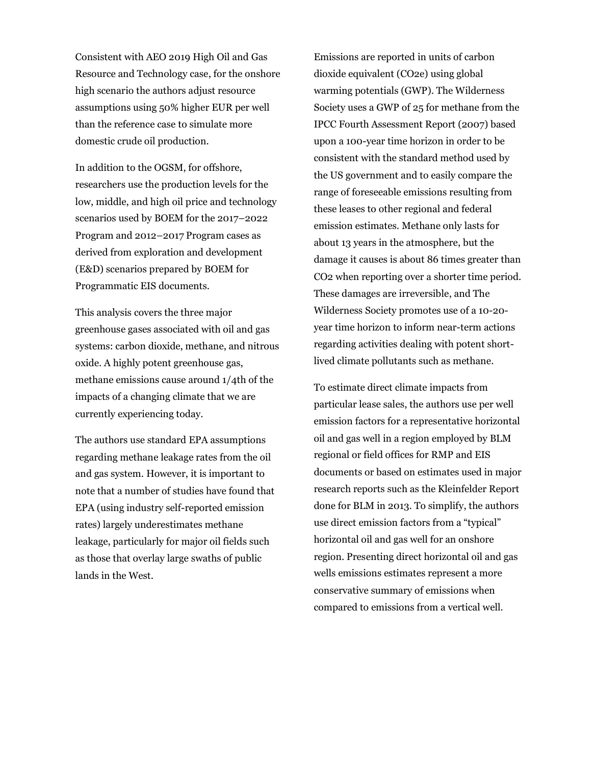Consistent with AEO 2019 High Oil and Gas Resource and Technology case, for the onshore high scenario the authors adjust resource assumptions using 50% higher EUR per well than the reference case to simulate more domestic crude oil production.

In addition to the OGSM, for offshore, researchers use the production levels for the low, middle, and high oil price and technology scenarios used by BOEM for the 2017–2022 Program and 2012–2017 Program cases as derived from exploration and development (E&D) scenarios prepared by BOEM for Programmatic EIS documents.

This analysis covers the three major greenhouse gases associated with oil and gas systems: carbon dioxide, methane, and nitrous oxide. A highly potent greenhouse gas, methane emissions cause around 1/4th of the impacts of a changing climate that we are currently experiencing today.

The authors use standard EPA assumptions regarding methane leakage rates from the oil and gas system. However, it is important to note that a number of studies have found that EPA (using industry self-reported emission rates) largely underestimates methane leakage, particularly for major oil fields such as those that overlay large swaths of public lands in the West.

Emissions are reported in units of carbon dioxide equivalent (CO2e) using global warming potentials (GWP). The Wilderness Society uses a GWP of 25 for methane from the IPCC Fourth Assessment Report (2007) based upon a 100-year time horizon in order to be consistent with the standard method used by the US government and to easily compare the range of foreseeable emissions resulting from these leases to other regional and federal emission estimates. Methane only lasts for about 13 years in the atmosphere, but the damage it causes is about 86 times greater than CO2 when reporting over a shorter time period. These damages are irreversible, and The Wilderness Society promotes use of a 10-20-year time horizon to inform near-term actions regarding activities dealing with potent short-lived climate pollutants such as methane.

To estimate direct climate impacts from particular lease sales, the authors use per well emission factors for a representative horizontal oil and gas well in a region employed by BLM regional or field offices for RMP and EIS documents or based on estimates used in major research reports such as the Kleinfelder Report done for BLM in 2013. To simplify, the authors use direct emission factors from a "typical" horizontal oil and gas well for an onshore region. Presenting direct horizontal oil and gas wells emissions estimates represent a more conservative summary of emissions when compared to emissions from a vertical well.